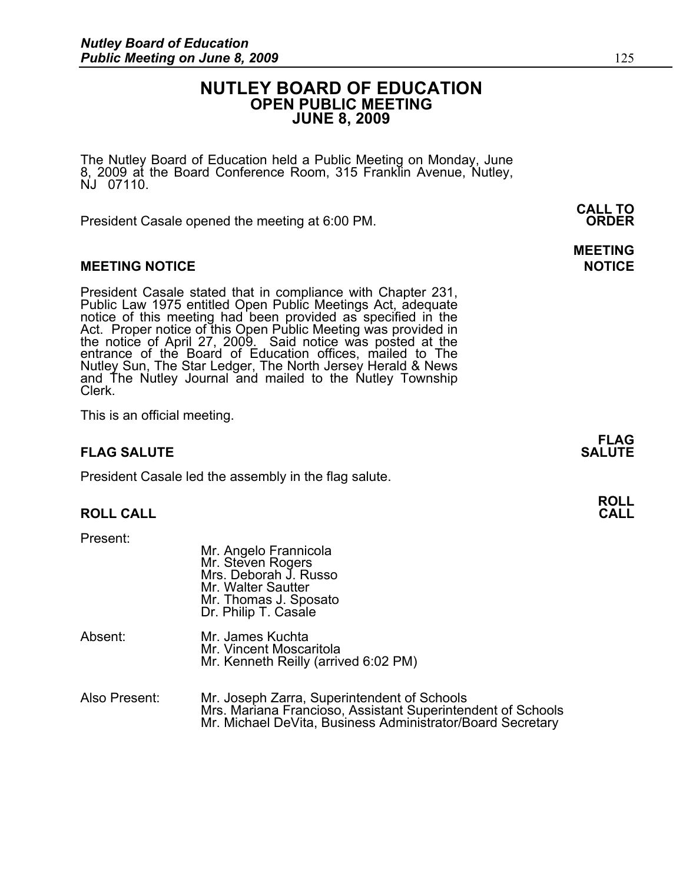# NUTLEY BOARD OF EDUCATION
## OPEN PUBLIC MEETING
## JUNE 8, 2009

The Nutley Board of Education held a Public Meeting on Monday, June 8, 2009 at the Board Conference Room, 315 Franklin Avenue, Nutley, NJ 07110.

**CALL TO ORDER**

President Casale opened the meeting at 6:00 PM.

**MEETING NOTICE**

President Casale stated that in compliance with Chapter 231, Public Law 1975 entitled Open Public Meetings Act, adequate notice of this meeting had been provided as specified in the Act. Proper notice of this Open Public Meeting was provided in the notice of April 27, 2009. Said notice was posted at the entrance of the Board of Education offices, mailed to The Nutley Sun, The Star Ledger, The North Jersey Herald & News and The Nutley Journal and mailed to the Nutley Township Clerk.

This is an official meeting.

**FLAG SALUTE**

President Casale led the assembly in the flag salute.

**ROLL CALL**

Present:
- Mr. Angelo Frannicola
- Mr. Steven Rogers
- Mrs. Deborah J. Russo
- Mr. Walter Sautter
- Mr. Thomas J. Sposato
- Dr. Philip T. Casale

Absent:
- Mr. James Kuchta
- Mr. Vincent Moscaritola
- Mr. Kenneth Reilly (arrived 6:02 PM)

Also Present:
- Mr. Joseph Zarra, Superintendent of Schools
- Mrs. Mariana Francioso, Assistant Superintendent of Schools
- Mr. Michael DeVita, Business Administrator/Board Secretary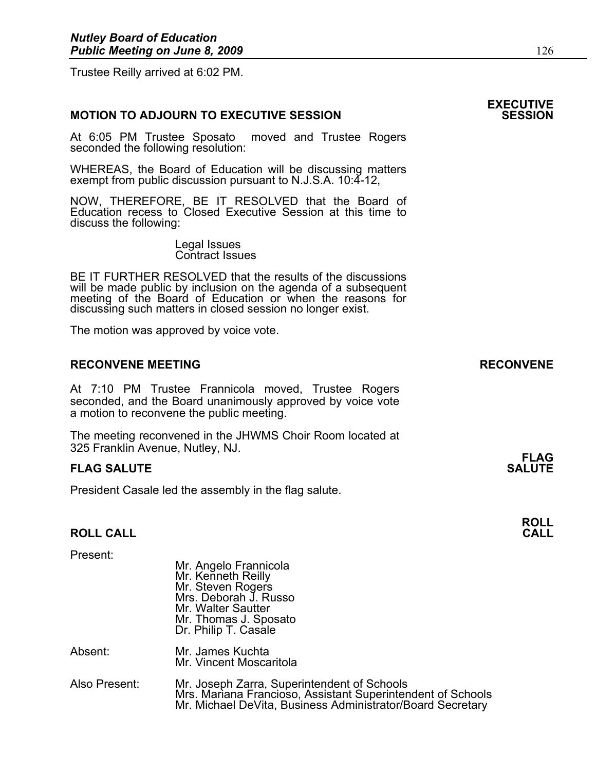Trustee Reilly arrived at 6:02 PM.

## MOTION TO ADJOURN TO EXECUTIVE SESSION

**EXECUTIVE SESSION**

At 6:05 PM Trustee Sposato moved and Trustee Rogers seconded the following resolution:

WHEREAS, the Board of Education will be discussing matters exempt from public discussion pursuant to N.J.S.A. 10:4-12,

NOW, THEREFORE, BE IT RESOLVED that the Board of Education recess to Closed Executive Session at this time to discuss the following:

Legal Issues
Contract Issues

BE IT FURTHER RESOLVED that the results of the discussions will be made public by inclusion on the agenda of a subsequent meeting of the Board of Education or when the reasons for discussing such matters in closed session no longer exist.

The motion was approved by voice vote.

## RECONVENE MEETING

**RECONVENE**

At 7:10 PM Trustee Frannicola moved, Trustee Rogers seconded, and the Board unanimously approved by voice vote a motion to reconvene the public meeting.

The meeting reconvened in the JHWMS Choir Room located at 325 Franklin Avenue, Nutley, NJ.

## FLAG SALUTE

**FLAG SALUTE**

President Casale led the assembly in the flag salute.

## ROLL CALL

**ROLL CALL**

Present:

Mr. Angelo Frannicola
Mr. Kenneth Reilly
Mr. Steven Rogers
Mrs. Deborah J. Russo
Mr. Walter Sautter
Mr. Thomas J. Sposato
Dr. Philip T. Casale

Absent:

Mr. James Kuchta
Mr. Vincent Moscaritola

Also Present:

Mr. Joseph Zarra, Superintendent of Schools
Mrs. Mariana Francioso, Assistant Superintendent of Schools
Mr. Michael DeVita, Business Administrator/Board Secretary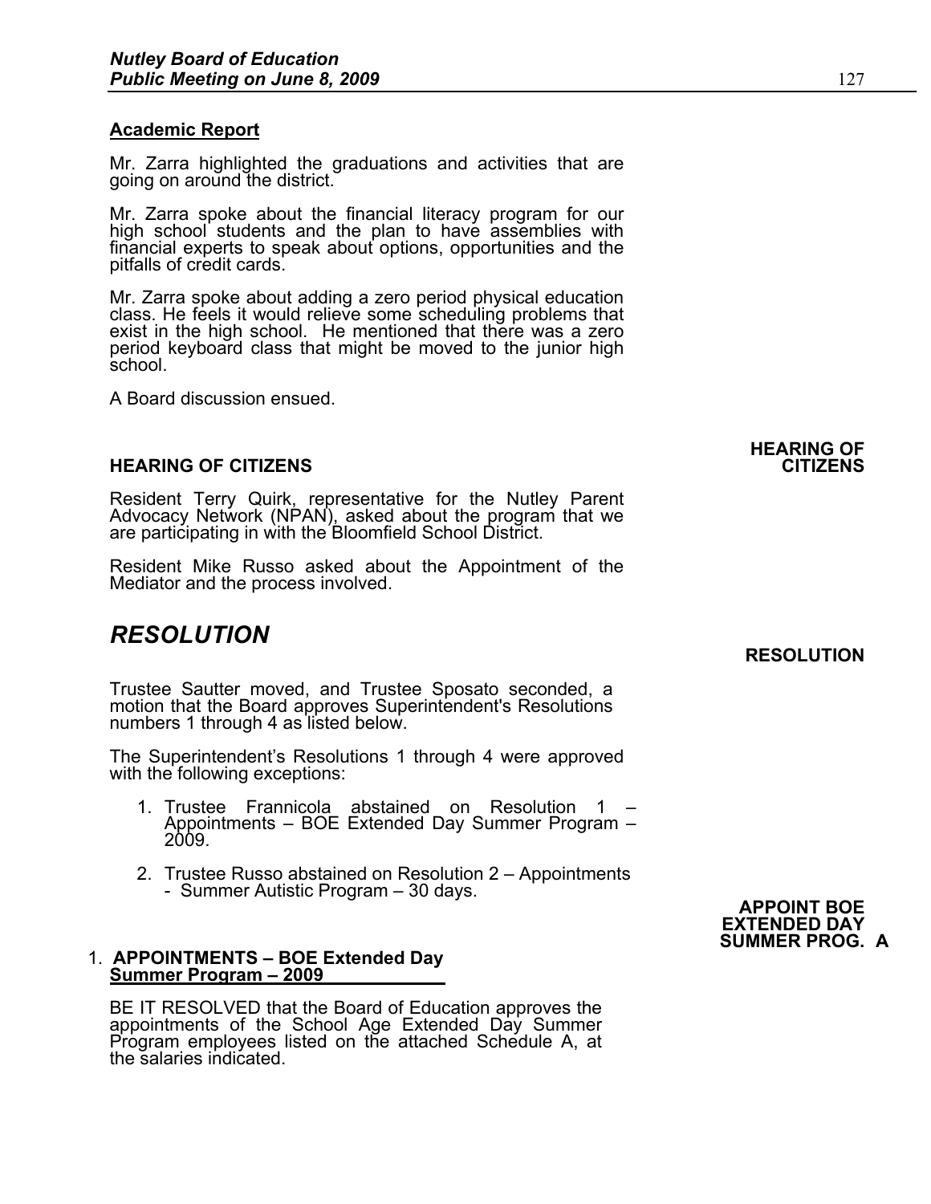## Academic Report

Mr. Zarra highlighted the graduations and activities that are going on around the district.

Mr. Zarra spoke about the financial literacy program for our high school students and the plan to have assemblies with financial experts to speak about options, opportunities and the pitfalls of credit cards.

Mr. Zarra spoke about adding a zero period physical education class. He feels it would relieve some scheduling problems that exist in the high school. He mentioned that there was a zero period keyboard class that might be moved to the junior high school.

A Board discussion ensued.

**HEARING OF CITIZENS**

### HEARING OF CITIZENS

Resident Terry Quirk, representative for the Nutley Parent Advocacy Network (NPAN), asked about the program that we are participating in with the Bloomfield School District.

Resident Mike Russo asked about the Appointment of the Mediator and the process involved.

**RESOLUTION**

# *RESOLUTION*

Trustee Sautter moved, and Trustee Sposato seconded, a motion that the Board approves Superintendent's Resolutions numbers 1 through 4 as listed below.

The Superintendent's Resolutions 1 through 4 were approved with the following exceptions:

1. Trustee Frannicola abstained on Resolution 1 – Appointments – BOE Extended Day Summer Program – 2009.
2. Trustee Russo abstained on Resolution 2 – Appointments - Summer Autistic Program – 30 days.

**APPOINT BOE EXTENDED DAY SUMMER PROG. A**

1. **APPOINTMENTS – BOE Extended Day Summer Program – 2009**

   BE IT RESOLVED that the Board of Education approves the appointments of the School Age Extended Day Summer Program employees listed on the attached Schedule A, at the salaries indicated.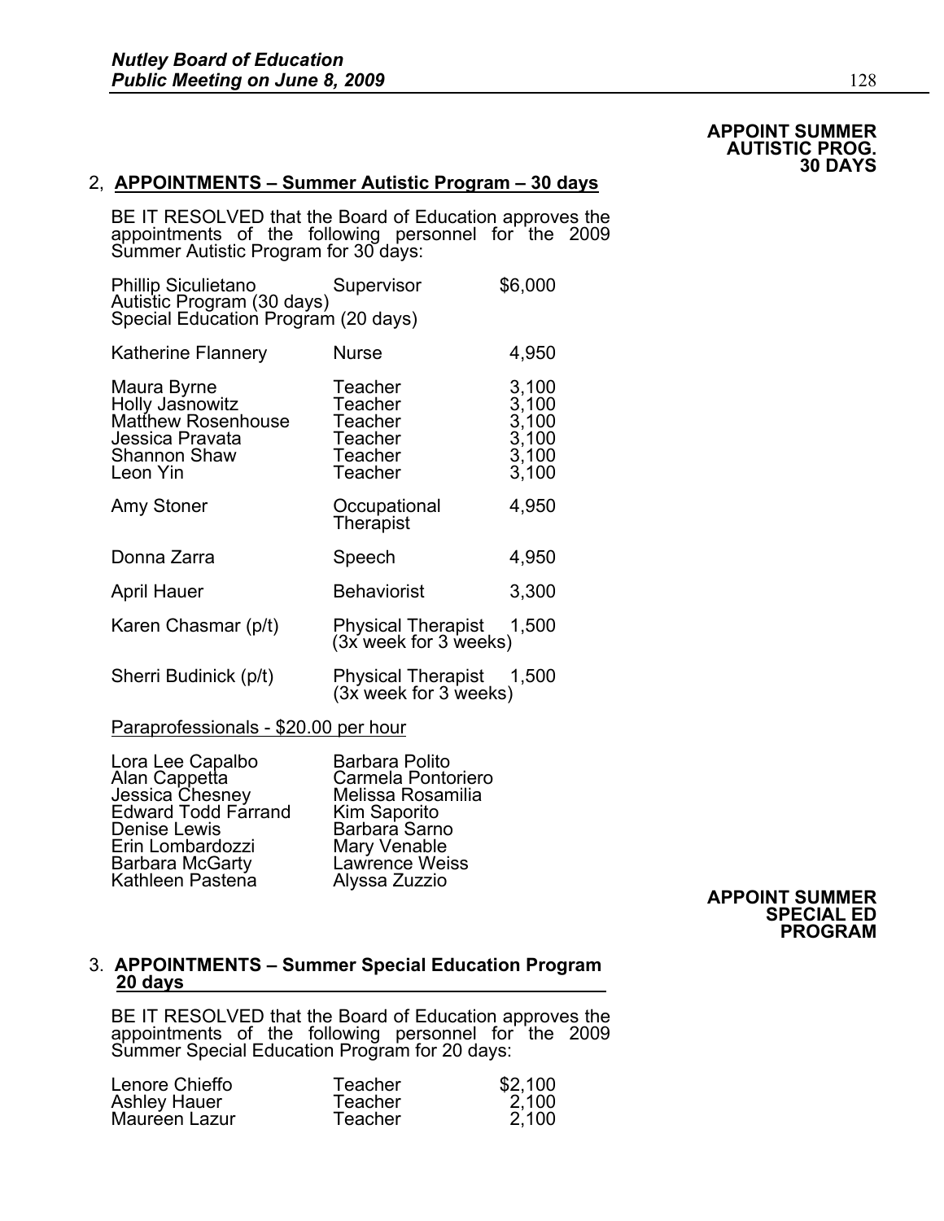**APPOINT SUMMER AUTISTIC PROG. 30 DAYS**

2, **APPOINTMENTS – Summer Autistic Program – 30 days**

BE IT RESOLVED that the Board of Education approves the appointments of the following personnel for the 2009 Summer Autistic Program for 30 days:

| | | |
|---|---|---|
| Phillip Siculietano<br>Autistic Program (30 days)<br>Special Education Program (20 days) | Supervisor | $6,000 |
| Katherine Flannery | Nurse | 4,950 |
| Maura Byrne | Teacher | 3,100 |
| Holly Jasnowitz | Teacher | 3,100 |
| Matthew Rosenhouse | Teacher | 3,100 |
| Jessica Pravata | Teacher | 3,100 |
| Shannon Shaw | Teacher | 3,100 |
| Leon Yin | Teacher | 3,100 |
| Amy Stoner | Occupational Therapist | 4,950 |
| Donna Zarra | Speech | 4,950 |
| April Hauer | Behaviorist | 3,300 |
| Karen Chasmar (p/t) | Physical Therapist (3x week for 3 weeks) | 1,500 |
| Sherri Budinick (p/t) | Physical Therapist (3x week for 3 weeks) | 1,500 |

Paraprofessionals - $20.00 per hour

| | |
|---|---|
| Lora Lee Capalbo | Barbara Polito |
| Alan Cappetta | Carmela Pontoriero |
| Jessica Chesney | Melissa Rosamilia |
| Edward Todd Farrand | Kim Saporito |
| Denise Lewis | Barbara Sarno |
| Erin Lombardozzi | Mary Venable |
| Barbara McGarty | Lawrence Weiss |
| Kathleen Pastena | Alyssa Zuzzio |

**APPOINT SUMMER SPECIAL ED PROGRAM**

3. **APPOINTMENTS – Summer Special Education Program 20 days**

BE IT RESOLVED that the Board of Education approves the appointments of the following personnel for the 2009 Summer Special Education Program for 20 days:

| | | |
|---|---|---|
| Lenore Chieffo | Teacher | $2,100 |
| Ashley Hauer | Teacher | 2,100 |
| Maureen Lazur | Teacher | 2,100 |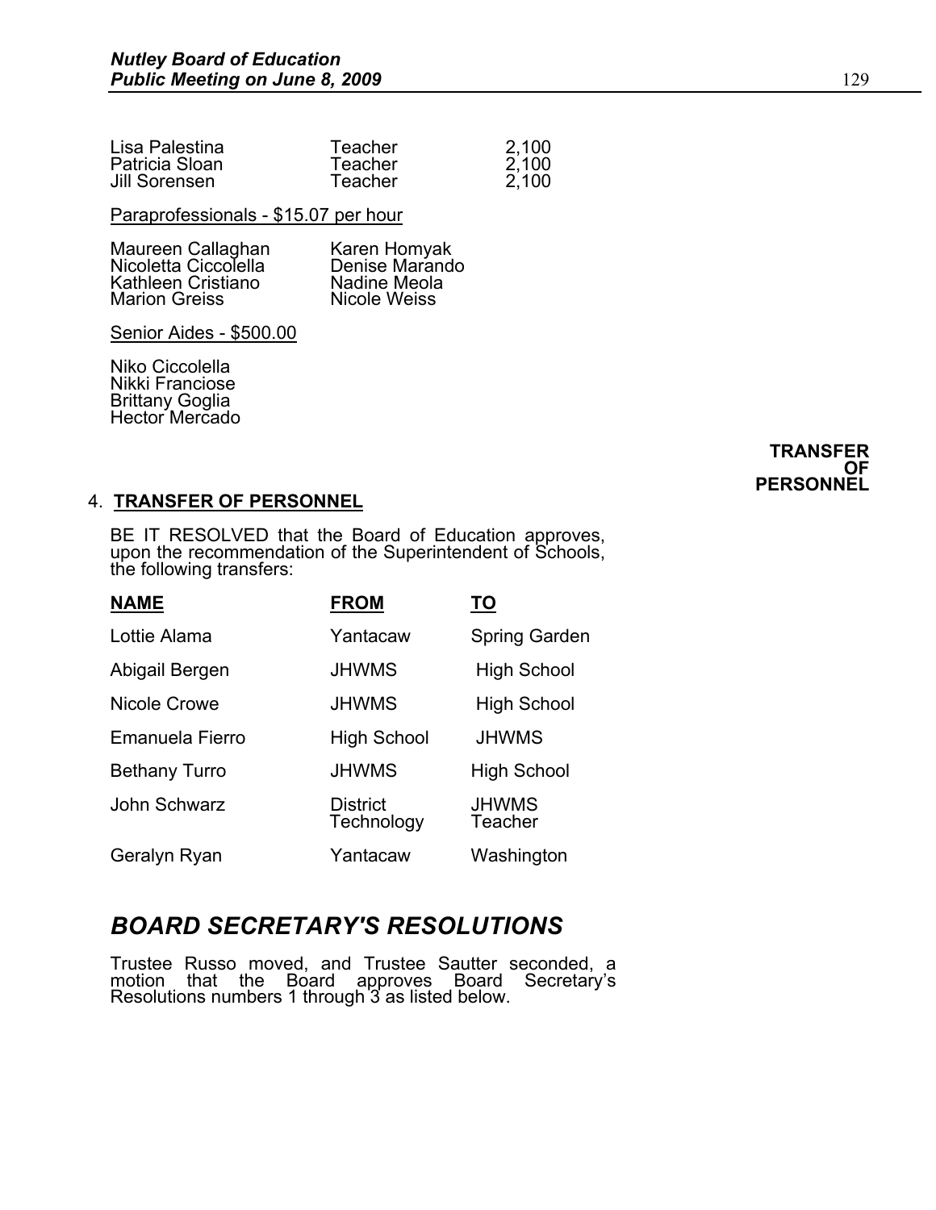| | | |
|---|---|---|
| Lisa Palestina | Teacher | 2,100 |
| Patricia Sloan | Teacher | 2,100 |
| Jill Sorensen | Teacher | 2,100 |

Paraprofessionals - $15.07 per hour

| | |
|---|---|
| Maureen Callaghan | Karen Homyak |
| Nicoletta Ciccolella | Denise Marando |
| Kathleen Cristiano | Nadine Meola |
| Marion Greiss | Nicole Weiss |

Senior Aides - $500.00

Niko Ciccolella
Nikki Franciose
Brittany Goglia
Hector Mercado

**TRANSFER OF PERSONNEL**

4. **TRANSFER OF PERSONNEL**

BE IT RESOLVED that the Board of Education approves, upon the recommendation of the Superintendent of Schools, the following transfers:

| NAME | FROM | TO |
|---|---|---|
| Lottie Alama | Yantacaw | Spring Garden |
| Abigail Bergen | JHWMS | High School |
| Nicole Crowe | JHWMS | High School |
| Emanuela Fierro | High School | JHWMS |
| Bethany Turro | JHWMS | High School |
| John Schwarz | District Technology | JHWMS Teacher |
| Geralyn Ryan | Yantacaw | Washington |

## *BOARD SECRETARY'S RESOLUTIONS*

Trustee Russo moved, and Trustee Sautter seconded, a motion that the Board approves Board Secretary's Resolutions numbers 1 through 3 as listed below.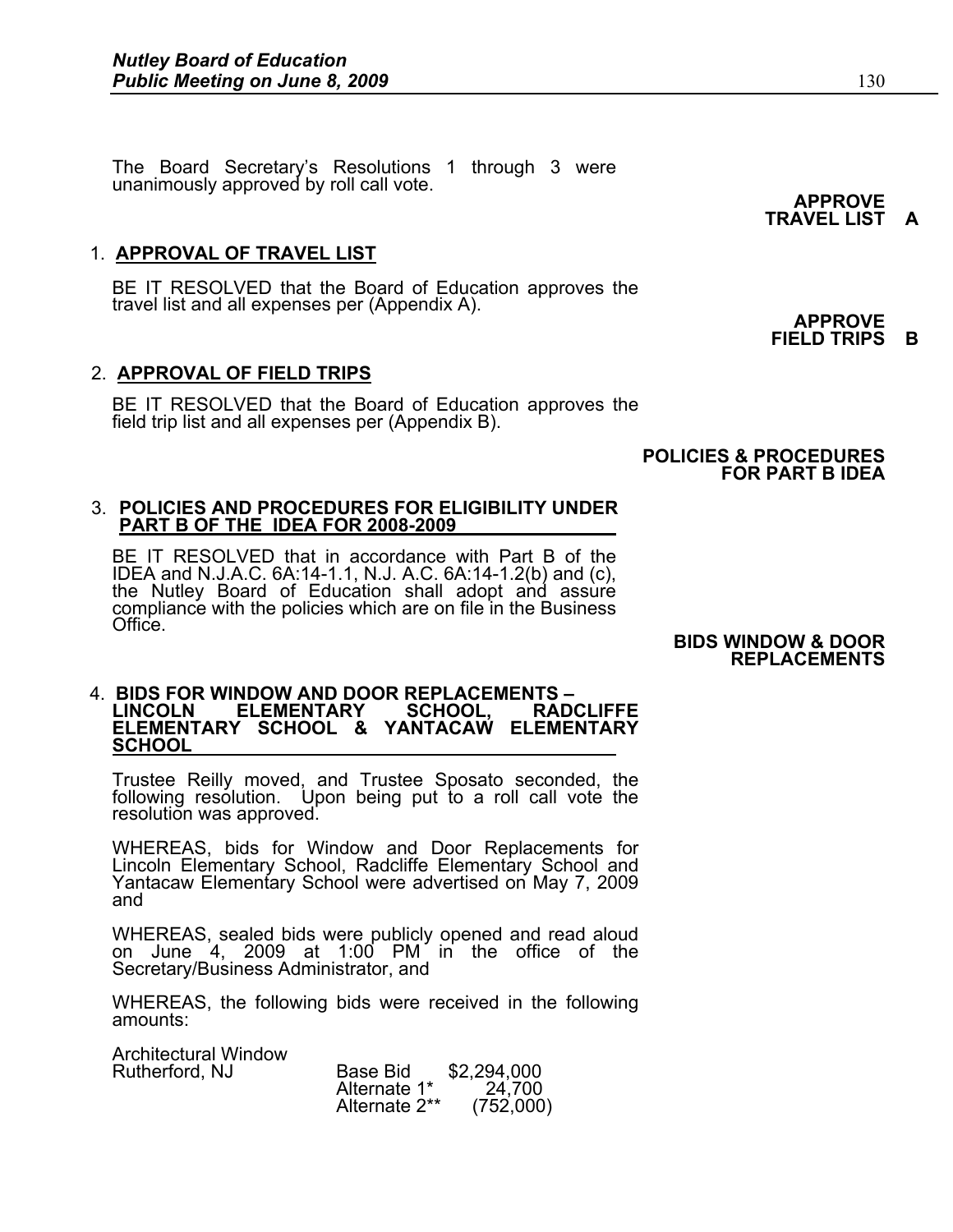The Board Secretary's Resolutions 1 through 3 were unanimously approved by roll call vote.

**APPROVE TRAVEL LIST A**

1. **APPROVAL OF TRAVEL LIST**

   BE IT RESOLVED that the Board of Education approves the travel list and all expenses per (Appendix A).

**APPROVE FIELD TRIPS B**

2. **APPROVAL OF FIELD TRIPS**

   BE IT RESOLVED that the Board of Education approves the field trip list and all expenses per (Appendix B).

**POLICIES & PROCEDURES FOR PART B IDEA**

3. **POLICIES AND PROCEDURES FOR ELIGIBILITY UNDER PART B OF THE IDEA FOR 2008-2009**

   BE IT RESOLVED that in accordance with Part B of the IDEA and N.J.A.C. 6A:14-1.1, N.J. A.C. 6A:14-1.2(b) and (c), the Nutley Board of Education shall adopt and assure compliance with the policies which are on file in the Business Office.

**BIDS WINDOW & DOOR REPLACEMENTS**

4. **BIDS FOR WINDOW AND DOOR REPLACEMENTS – LINCOLN ELEMENTARY SCHOOL, RADCLIFFE ELEMENTARY SCHOOL & YANTACAW ELEMENTARY SCHOOL**

   Trustee Reilly moved, and Trustee Sposato seconded, the following resolution. Upon being put to a roll call vote the resolution was approved.

   WHEREAS, bids for Window and Door Replacements for Lincoln Elementary School, Radcliffe Elementary School and Yantacaw Elementary School were advertised on May 7, 2009 and

   WHEREAS, sealed bids were publicly opened and read aloud on June 4, 2009 at 1:00 PM in the office of the Secretary/Business Administrator, and

   WHEREAS, the following bids were received in the following amounts:

| | | |
|---|---|---|
| Architectural Window<br>Rutherford, NJ | Base Bid | $2,294,000 |
| | Alternate 1* | 24,700 |
| | Alternate 2** | (752,000) |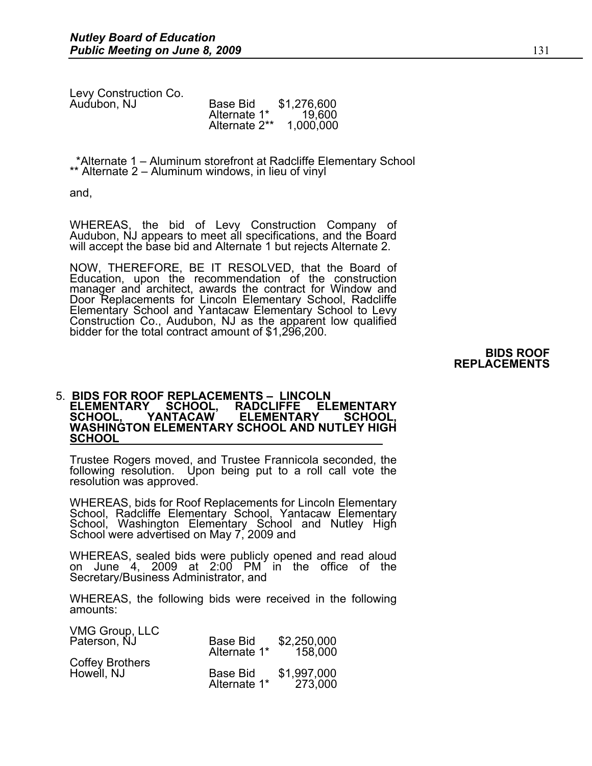| | | |
|---|---|---|
| Levy Construction Co. Audubon, NJ | Base Bid | $1,276,600 |
| | Alternate 1* | 19,600 |
| | Alternate 2** | 1,000,000 |

*Alternate 1 – Aluminum storefront at Radcliffe Elementary School
** Alternate 2 – Aluminum windows, in lieu of vinyl

and,

WHEREAS, the bid of Levy Construction Company of Audubon, NJ appears to meet all specifications, and the Board will accept the base bid and Alternate 1 but rejects Alternate 2.

NOW, THEREFORE, BE IT RESOLVED, that the Board of Education, upon the recommendation of the construction manager and architect, awards the contract for Window and Door Replacements for Lincoln Elementary School, Radcliffe Elementary School and Yantacaw Elementary School to Levy Construction Co., Audubon, NJ as the apparent low qualified bidder for the total contract amount of $1,296,200.

**BIDS ROOF REPLACEMENTS**

5. **BIDS FOR ROOF REPLACEMENTS – LINCOLN ELEMENTARY SCHOOL, RADCLIFFE ELEMENTARY SCHOOL, YANTACAW ELEMENTARY SCHOOL, WASHINGTON ELEMENTARY SCHOOL AND NUTLEY HIGH SCHOOL**

Trustee Rogers moved, and Trustee Frannicola seconded, the following resolution. Upon being put to a roll call vote the resolution was approved.

WHEREAS, bids for Roof Replacements for Lincoln Elementary School, Radcliffe Elementary School, Yantacaw Elementary School, Washington Elementary School and Nutley High School were advertised on May 7, 2009 and

WHEREAS, sealed bids were publicly opened and read aloud on June 4, 2009 at 2:00 PM in the office of the Secretary/Business Administrator, and

WHEREAS, the following bids were received in the following amounts:

| | | |
|---|---|---|
| VMG Group, LLC Paterson, NJ | Base Bid | $2,250,000 |
| | Alternate 1* | 158,000 |
| Coffey Brothers Howell, NJ | Base Bid | $1,997,000 |
| | Alternate 1* | 273,000 |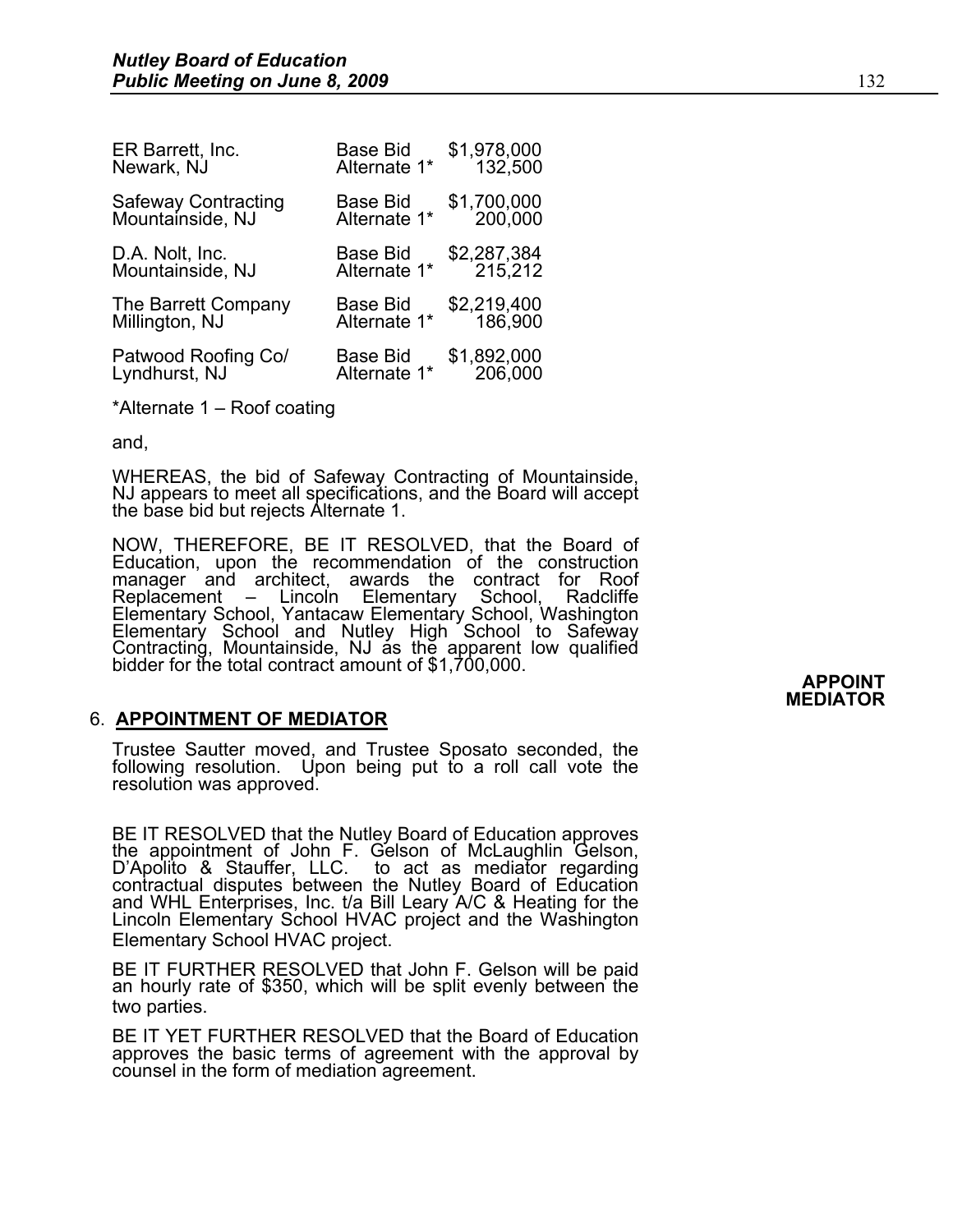| | | |
|---|---|---|
| ER Barrett, Inc.<br>Newark, NJ | Base Bid<br>Alternate 1* | $1,978,000<br>132,500 |
| Safeway Contracting<br>Mountainside, NJ | Base Bid<br>Alternate 1* | $1,700,000<br>200,000 |
| D.A. Nolt, Inc.<br>Mountainside, NJ | Base Bid<br>Alternate 1* | $2,287,384<br>215,212 |
| The Barrett Company<br>Millington, NJ | Base Bid<br>Alternate 1* | $2,219,400<br>186,900 |
| Patwood Roofing Co/<br>Lyndhurst, NJ | Base Bid<br>Alternate 1* | $1,892,000<br>206,000 |

*Alternate 1 – Roof coating

and,

WHEREAS, the bid of Safeway Contracting of Mountainside, NJ appears to meet all specifications, and the Board will accept the base bid but rejects Alternate 1.

NOW, THEREFORE, BE IT RESOLVED, that the Board of Education, upon the recommendation of the construction manager and architect, awards the contract for Roof Replacement – Lincoln Elementary School, Radcliffe Elementary School, Yantacaw Elementary School, Washington Elementary School and Nutley High School to Safeway Contracting, Mountainside, NJ as the apparent low qualified bidder for the total contract amount of $1,700,000.

**APPOINT MEDIATOR**

6. **APPOINTMENT OF MEDIATOR**

Trustee Sautter moved, and Trustee Sposato seconded, the following resolution. Upon being put to a roll call vote the resolution was approved.

BE IT RESOLVED that the Nutley Board of Education approves the appointment of John F. Gelson of McLaughlin Gelson, D'Apolito & Stauffer, LLC. to act as mediator regarding contractual disputes between the Nutley Board of Education and WHL Enterprises, Inc. t/a Bill Leary A/C & Heating for the Lincoln Elementary School HVAC project and the Washington Elementary School HVAC project.

BE IT FURTHER RESOLVED that John F. Gelson will be paid an hourly rate of $350, which will be split evenly between the two parties.

BE IT YET FURTHER RESOLVED that the Board of Education approves the basic terms of agreement with the approval by counsel in the form of mediation agreement.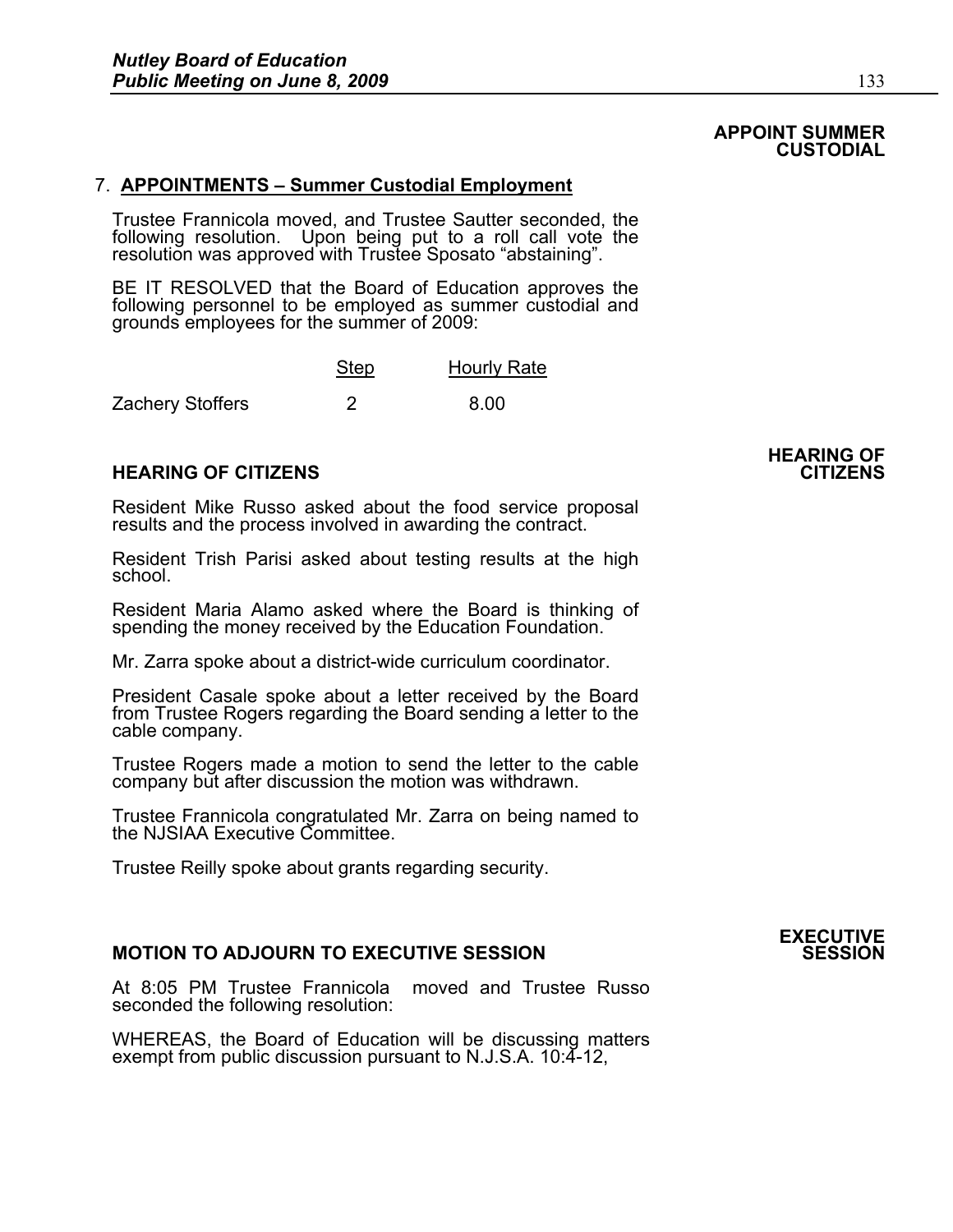**APPOINT SUMMER CUSTODIAL**

7. **APPOINTMENTS – Summer Custodial Employment**

Trustee Frannicola moved, and Trustee Sautter seconded, the following resolution. Upon being put to a roll call vote the resolution was approved with Trustee Sposato "abstaining".

BE IT RESOLVED that the Board of Education approves the following personnel to be employed as summer custodial and grounds employees for the summer of 2009:

| | Step | Hourly Rate |
|---|---|---|
| Zachery Stoffers | 2 | 8.00 |

**HEARING OF CITIZENS**

**HEARING OF CITIZENS**

Resident Mike Russo asked about the food service proposal results and the process involved in awarding the contract.

Resident Trish Parisi asked about testing results at the high school.

Resident Maria Alamo asked where the Board is thinking of spending the money received by the Education Foundation.

Mr. Zarra spoke about a district-wide curriculum coordinator.

President Casale spoke about a letter received by the Board from Trustee Rogers regarding the Board sending a letter to the cable company.

Trustee Rogers made a motion to send the letter to the cable company but after discussion the motion was withdrawn.

Trustee Frannicola congratulated Mr. Zarra on being named to the NJSIAA Executive Committee.

Trustee Reilly spoke about grants regarding security.

**EXECUTIVE SESSION**

**MOTION TO ADJOURN TO EXECUTIVE SESSION**

At 8:05 PM Trustee Frannicola moved and Trustee Russo seconded the following resolution:

WHEREAS, the Board of Education will be discussing matters exempt from public discussion pursuant to N.J.S.A. 10:4-12,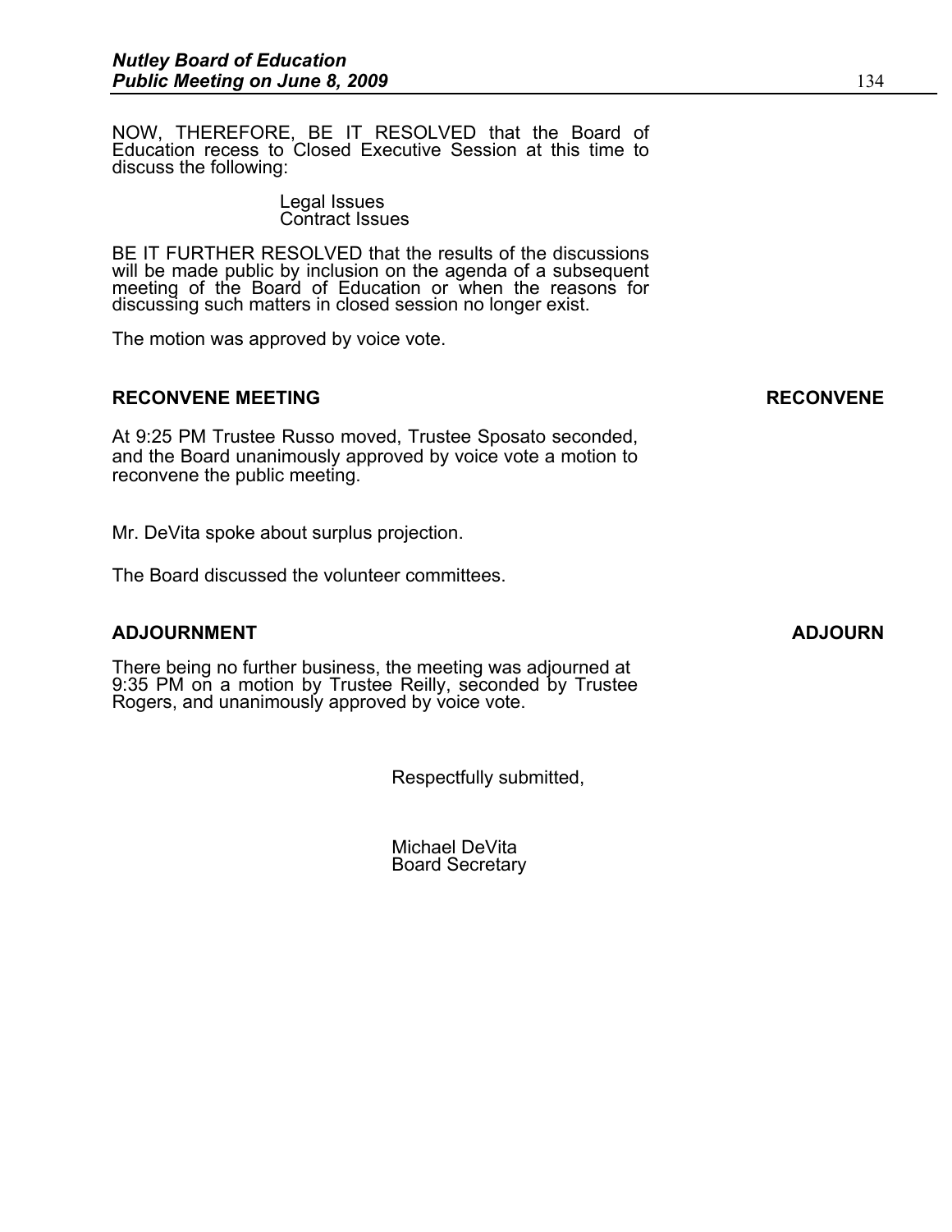NOW, THEREFORE, BE IT RESOLVED that the Board of Education recess to Closed Executive Session at this time to discuss the following:

Legal Issues
Contract Issues

BE IT FURTHER RESOLVED that the results of the discussions will be made public by inclusion on the agenda of a subsequent meeting of the Board of Education or when the reasons for discussing such matters in closed session no longer exist.

The motion was approved by voice vote.

**RECONVENE MEETING** **RECONVENE**

At 9:25 PM Trustee Russo moved, Trustee Sposato seconded, and the Board unanimously approved by voice vote a motion to reconvene the public meeting.

Mr. DeVita spoke about surplus projection.

The Board discussed the volunteer committees.

**ADJOURNMENT** **ADJOURN**

There being no further business, the meeting was adjourned at 9:35 PM on a motion by Trustee Reilly, seconded by Trustee Rogers, and unanimously approved by voice vote.

Respectfully submitted,

Michael DeVita
Board Secretary